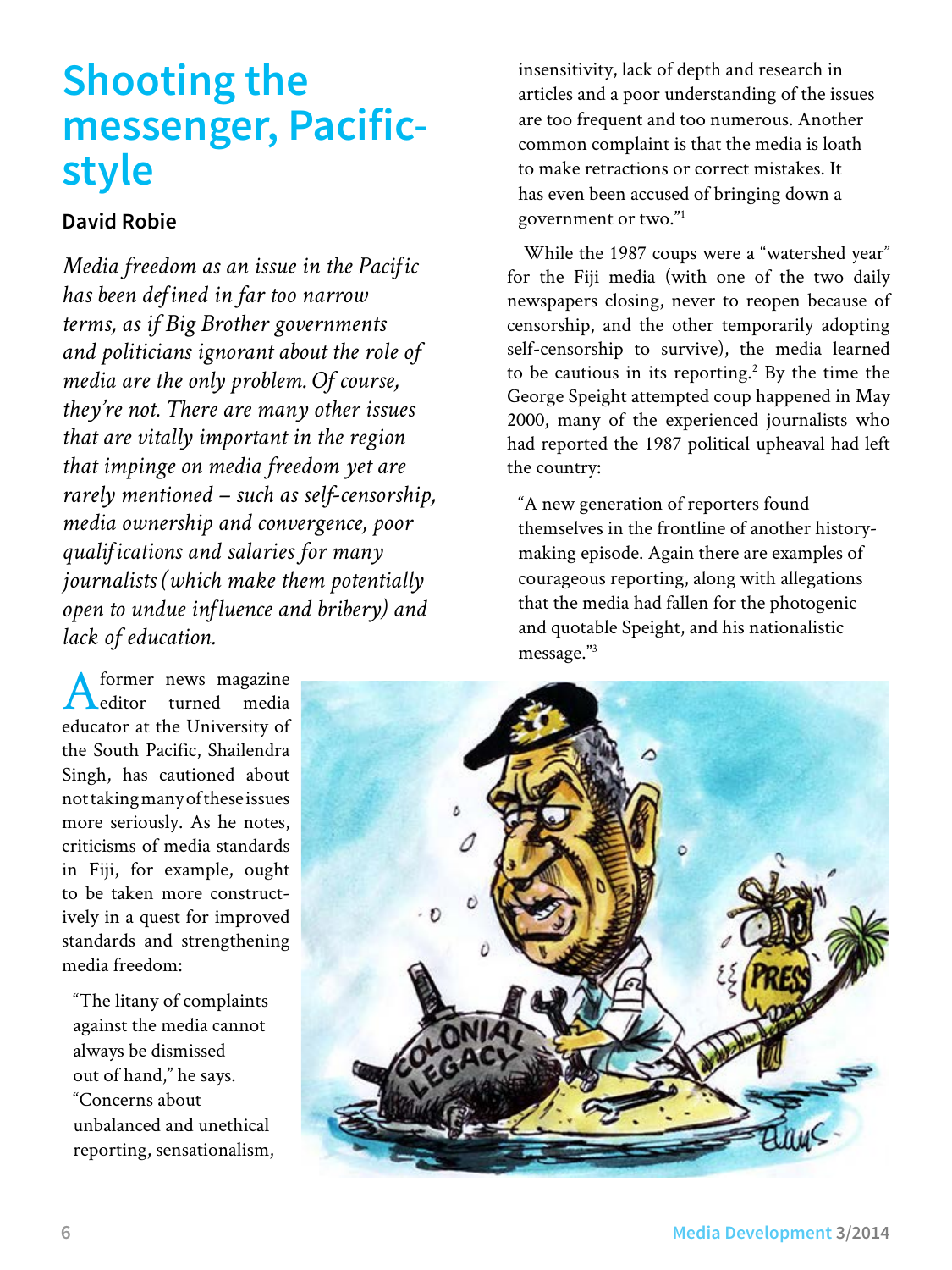# Shooting the messenger, Pacific-style

**David Robie**

*Media freedom as an issue in the Pacific has been defined in far too narrow terms, as if Big Brother governments and politicians ignorant about the role of media are the only problem. Of course, they're not. There are many other issues that are vitally important in the region that impinge on media freedom yet are rarely mentioned – such as self-censorship, media ownership and convergence, poor qualifications and salaries for many journalists (which make them potentially open to undue influence and bribery) and lack of education.*

A former news magazine editor turned media educator at the University of the South Pacific, Shailendra Singh, has cautioned about not taking many of these issues more seriously. As he notes, criticisms of media standards in Fiji, for example, ought to be taken more constructively in a quest for improved standards and strengthening media freedom:

> "The litany of complaints against the media cannot always be dismissed out of hand," he says. "Concerns about unbalanced and unethical reporting, sensationalism, insensitivity, lack of depth and research in articles and a poor understanding of the issues are too frequent and too numerous. Another common complaint is that the media is loath to make retractions or correct mistakes. It has even been accused of bringing down a government or two."[1]

While the 1987 coups were a "watershed year" for the Fiji media (with one of the two daily newspapers closing, never to reopen because of censorship, and the other temporarily adopting self-censorship to survive), the media learned to be cautious in its reporting.[2] By the time the George Speight attempted coup happened in May 2000, many of the experienced journalists who had reported the 1987 political upheaval had left the country:

> "A new generation of reporters found themselves in the frontline of another history-making episode. Again there are examples of courageous reporting, along with allegations that the media had fallen for the photogenic and quotable Speight, and his nationalistic message."[3]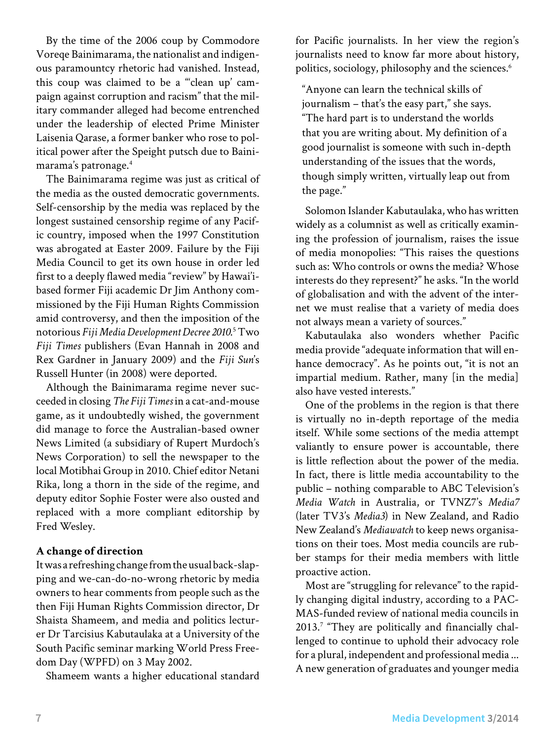By the time of the 2006 coup by Commodore Voreqe Bainimarama, the nationalist and indigenous paramountcy rhetoric had vanished. Instead, this coup was claimed to be a "'clean up' campaign against corruption and racism" that the military commander alleged had become entrenched under the leadership of elected Prime Minister Laisenia Qarase, a former banker who rose to political power after the Speight putsch due to Bainimarama's patronage.[4]

The Bainimarama regime was just as critical of the media as the ousted democratic governments. Self-censorship by the media was replaced by the longest sustained censorship regime of any Pacific country, imposed when the 1997 Constitution was abrogated at Easter 2009. Failure by the Fiji Media Council to get its own house in order led first to a deeply flawed media "review" by Hawai'i-based former Fiji academic Dr Jim Anthony commissioned by the Fiji Human Rights Commission amid controversy, and then the imposition of the notorious *Fiji Media Development Decree 2010*.[5] Two *Fiji Times* publishers (Evan Hannah in 2008 and Rex Gardner in January 2009) and the *Fiji Sun*'s Russell Hunter (in 2008) were deported.

Although the Bainimarama regime never succeeded in closing *The Fiji Times* in a cat-and-mouse game, as it undoubtedly wished, the government did manage to force the Australian-based owner News Limited (a subsidiary of Rupert Murdoch's News Corporation) to sell the newspaper to the local Motibhai Group in 2010. Chief editor Netani Rika, long a thorn in the side of the regime, and deputy editor Sophie Foster were also ousted and replaced with a more compliant editorship by Fred Wesley.

**A change of direction**

It was a refreshing change from the usual back-slapping and we-can-do-no-wrong rhetoric by media owners to hear comments from people such as the then Fiji Human Rights Commission director, Dr Shaista Shameem, and media and politics lecturer Dr Tarcisius Kabutaulaka at a University of the South Pacific seminar marking World Press Freedom Day (WPFD) on 3 May 2002.

Shameem wants a higher educational standard for Pacific journalists. In her view the region's journalists need to know far more about history, politics, sociology, philosophy and the sciences.[6]

> "Anyone can learn the technical skills of journalism – that's the easy part," she says. "The hard part is to understand the worlds that you are writing about. My definition of a good journalist is someone with such in-depth understanding of the issues that the words, though simply written, virtually leap out from the page."

Solomon Islander Kabutaulaka, who has written widely as a columnist as well as critically examining the profession of journalism, raises the issue of media monopolies: "This raises the questions such as: Who controls or owns the media? Whose interests do they represent?" he asks. "In the world of globalisation and with the advent of the internet we must realise that a variety of media does not always mean a variety of sources."

Kabutaulaka also wonders whether Pacific media provide "adequate information that will enhance democracy". As he points out, "it is not an impartial medium. Rather, many [in the media] also have vested interests."

One of the problems in the region is that there is virtually no in-depth reportage of the media itself. While some sections of the media attempt valiantly to ensure power is accountable, there is little reflection about the power of the media. In fact, there is little media accountability to the public – nothing comparable to ABC Television's *Media Watch* in Australia, or TVNZ7's *Media7* (later TV3's *Media3*) in New Zealand, and Radio New Zealand's *Mediawatch* to keep news organisations on their toes. Most media councils are rubber stamps for their media members with little proactive action.

Most are "struggling for relevance" to the rapidly changing digital industry, according to a PACMAS-funded review of national media councils in 2013.[7] "They are politically and financially challenged to continue to uphold their advocacy role for a plural, independent and professional media ... A new generation of graduates and younger media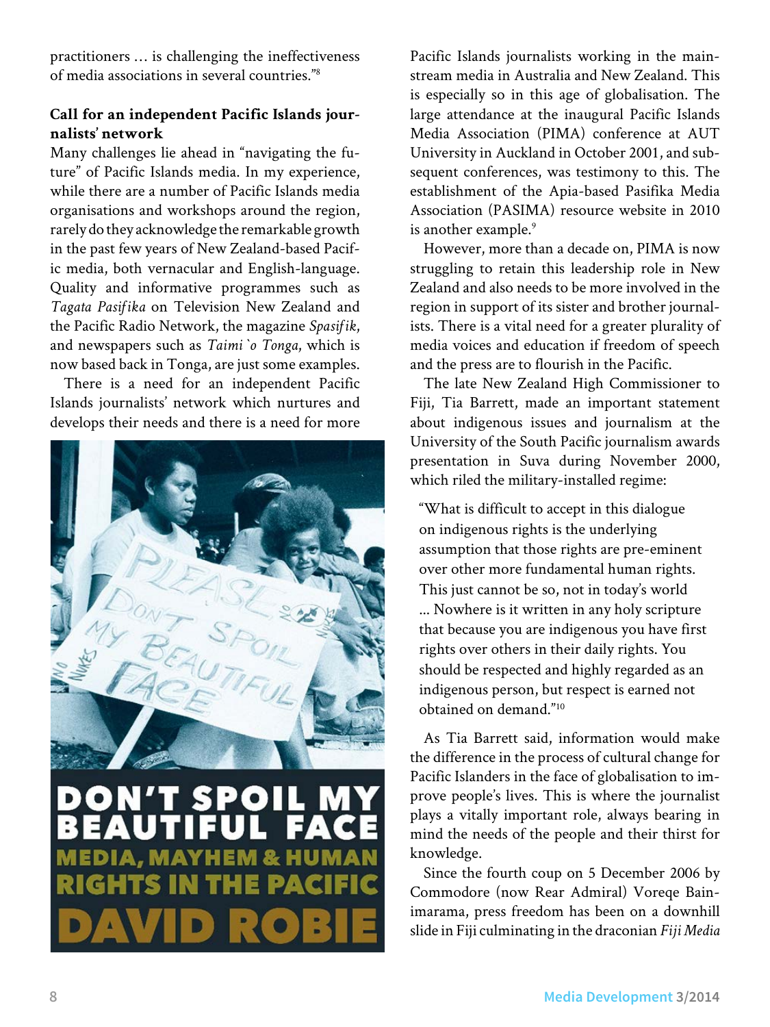practitioners … is challenging the ineffectiveness of media associations in several countries."[8]

**Call for an independent Pacific Islands journalists' network**

Many challenges lie ahead in "navigating the future" of Pacific Islands media. In my experience, while there are a number of Pacific Islands media organisations and workshops around the region, rarely do they acknowledge the remarkable growth in the past few years of New Zealand-based Pacific media, both vernacular and English-language. Quality and informative programmes such as *Tagata Pasifika* on Television New Zealand and the Pacific Radio Network, the magazine *Spasifik*, and newspapers such as *Taimi `o Tonga*, which is now based back in Tonga, are just some examples.

There is a need for an independent Pacific Islands journalists' network which nurtures and develops their needs and there is a need for more Pacific Islands journalists working in the mainstream media in Australia and New Zealand. This is especially so in this age of globalisation. The large attendance at the inaugural Pacific Islands Media Association (PIMA) conference at AUT University in Auckland in October 2001, and subsequent conferences, was testimony to this. The establishment of the Apia-based Pasifika Media Association (PASIMA) resource website in 2010 is another example.[9]

However, more than a decade on, PIMA is now struggling to retain this leadership role in New Zealand and also needs to be more involved in the region in support of its sister and brother journalists. There is a vital need for a greater plurality of media voices and education if freedom of speech and the press are to flourish in the Pacific.

The late New Zealand High Commissioner to Fiji, Tia Barrett, made an important statement about indigenous issues and journalism at the University of the South Pacific journalism awards presentation in Suva during November 2000, which riled the military-installed regime:

> "What is difficult to accept in this dialogue on indigenous rights is the underlying assumption that those rights are pre-eminent over other more fundamental human rights. This just cannot be so, not in today's world … Nowhere is it written in any holy scripture that because you are indigenous you have first rights over others in their daily rights. You should be respected and highly regarded as an indigenous person, but respect is earned not obtained on demand."[10]

As Tia Barrett said, information would make the difference in the process of cultural change for Pacific Islanders in the face of globalisation to improve people's lives. This is where the journalist plays a vitally important role, always bearing in mind the needs of the people and their thirst for knowledge.

Since the fourth coup on 5 December 2006 by Commodore (now Rear Admiral) Voreqe Bainimarama, press freedom has been on a downhill slide in Fiji culminating in the draconian *Fiji Media*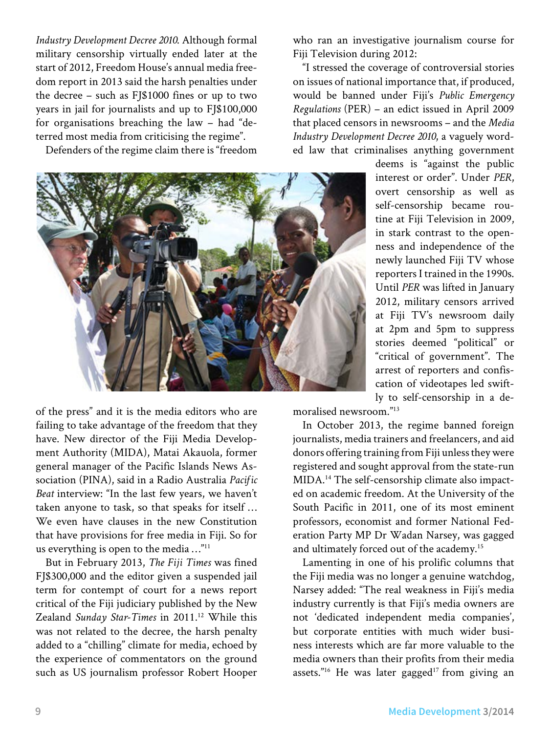*Industry Development Decree 2010*. Although formal military censorship virtually ended later at the start of 2012, Freedom House's annual media freedom report in 2013 said the harsh penalties under the decree – such as FJ$1000 fines or up to two years in jail for journalists and up to FJ$100,000 for organisations breaching the law – had "deterred most media from criticising the regime".

Defenders of the regime claim there is "freedom of the press" and it is the media editors who are failing to take advantage of the freedom that they have. New director of the Fiji Media Development Authority (MIDA), Matai Akauola, former general manager of the Pacific Islands News Association (PINA), said in a Radio Australia *Pacific Beat* interview: "In the last few years, we haven't taken anyone to task, so that speaks for itself … We even have clauses in the new Constitution that have provisions for free media in Fiji. So for us everything is open to the media …"[11]

But in February 2013, *The Fiji Times* was fined FJ$300,000 and the editor given a suspended jail term for contempt of court for a news report critical of the Fiji judiciary published by the New Zealand *Sunday Star-Times* in 2011.[12] While this was not related to the decree, the harsh penalty added to a "chilling" climate for media, echoed by the experience of commentators on the ground such as US journalism professor Robert Hooper who ran an investigative journalism course for Fiji Television during 2012:

"I stressed the coverage of controversial stories on issues of national importance that, if produced, would be banned under Fiji's *Public Emergency Regulations* (PER) – an edict issued in April 2009 that placed censors in newsrooms – and the *Media Industry Development Decree 2010*, a vaguely worded law that criminalises anything government deems is "against the public interest or order". Under *PER*, overt censorship as well as self-censorship became routine at Fiji Television in 2009, in stark contrast to the openness and independence of the newly launched Fiji TV whose reporters I trained in the 1990s. Until *PER* was lifted in January 2012, military censors arrived at Fiji TV's newsroom daily at 2pm and 5pm to suppress stories deemed "political" or "critical of government". The arrest of reporters and confiscation of videotapes led swiftly to self-censorship in a demoralised newsroom."[13]

In October 2013, the regime banned foreign journalists, media trainers and freelancers, and aid donors offering training from Fiji unless they were registered and sought approval from the state-run MIDA.[14] The self-censorship climate also impacted on academic freedom. At the University of the South Pacific in 2011, one of its most eminent professors, economist and former National Federation Party MP Dr Wadan Narsey, was gagged and ultimately forced out of the academy.[15]

Lamenting in one of his prolific columns that the Fiji media was no longer a genuine watchdog, Narsey added: "The real weakness in Fiji's media industry currently is that Fiji's media owners are not 'dedicated independent media companies', but corporate entities with much wider business interests which are far more valuable to the media owners than their profits from their media assets."[16] He was later gagged[17] from giving an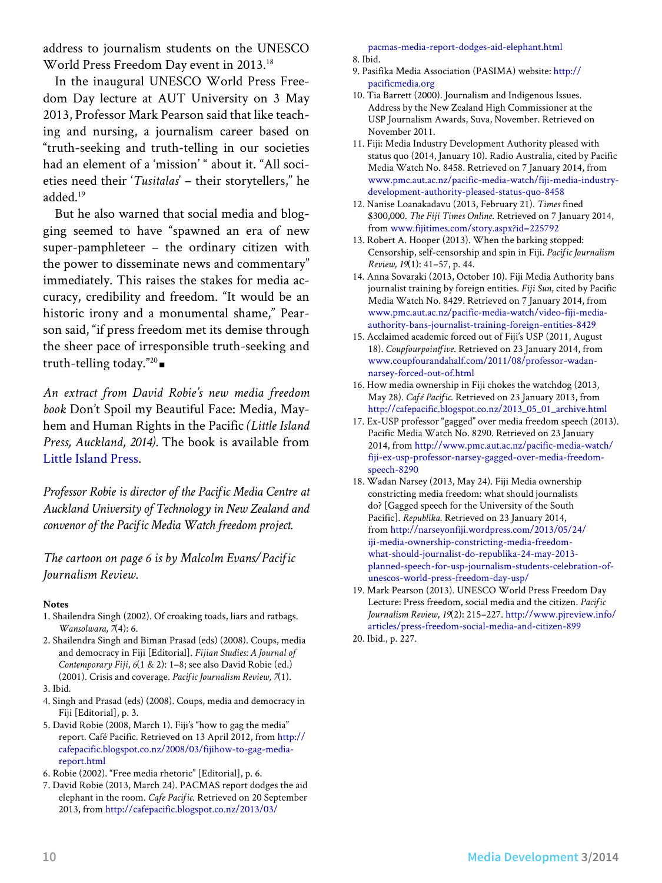address to journalism students on the UNESCO World Press Freedom Day event in 2013.[18]

In the inaugural UNESCO World Press Freedom Day lecture at AUT University on 3 May 2013, Professor Mark Pearson said that like teaching and nursing, a journalism career based on "truth-seeking and truth-telling in our societies had an element of a 'mission' " about it. "All societies need their '*Tusitalas*' – their storytellers," he added.[19]

But he also warned that social media and blogging seemed to have "spawned an era of new super-pamphleteer – the ordinary citizen with the power to disseminate news and commentary" immediately. This raises the stakes for media accuracy, credibility and freedom. "It would be an historic irony and a monumental shame," Pearson said, "if press freedom met its demise through the sheer pace of irresponsible truth-seeking and truth-telling today."[20] ■

*An extract from David Robie's new media freedom book* Don't Spoil my Beautiful Face: Media, Mayhem and Human Rights in the Pacific *(Little Island Press, Auckland, 2014).* The book is available from Little Island Press.

*Professor Robie is director of the Pacific Media Centre at Auckland University of Technology in New Zealand and convenor of the Pacific Media Watch freedom project.*

*The cartoon on page 6 is by Malcolm Evans/Pacific Journalism Review.*

**Notes**

1. Shailendra Singh (2002). Of croaking toads, liars and ratbags. *Wansolwara, 7*(4): 6.
2. Shailendra Singh and Biman Prasad (eds) (2008). Coups, media and democracy in Fiji [Editorial]. *Fijian Studies: A Journal of Contemporary Fiji*, *6*(1 & 2): 1–8; see also David Robie (ed.) (2001). Crisis and coverage. *Pacific Journalism Review, 7*(1).
3. Ibid.
4. Singh and Prasad (eds) (2008). Coups, media and democracy in Fiji [Editorial], p. 3.
5. David Robie (2008, March 1). Fiji's "how to gag the media" report. Café Pacific. Retrieved on 13 April 2012, from http://cafepacific.blogspot.co.nz/2008/03/fijihow-to-gag-media-report.html
6. Robie (2002). "Free media rhetoric" [Editorial], p. 6.
7. David Robie (2013, March 24). PACMAS report dodges the aid elephant in the room. *Cafe Pacific*. Retrieved on 20 September 2013, from http://cafepacific.blogspot.co.nz/2013/03/pacmas-media-report-dodges-aid-elephant.html
8. Ibid.
9. Pasifika Media Association (PASIMA) website: http://pacificmedia.org
10. Tia Barrett (2000). Journalism and Indigenous Issues. Address by the New Zealand High Commissioner at the USP Journalism Awards, Suva, November. Retrieved on November 2011.
11. Fiji: Media Industry Development Authority pleased with status quo (2014, January 10). Radio Australia, cited by Pacific Media Watch No. 8458. Retrieved on 7 January 2014, from www.pmc.aut.ac.nz/pacific-media-watch/fiji-media-industry-development-authority-pleased-status-quo-8458
12. Nanise Loanakadavu (2013, February 21). *Times* fined $300,000. *The Fiji Times Online*. Retrieved on 7 January 2014, from www.fijitimes.com/story.aspx?id=225792
13. Robert A. Hooper (2013). When the barking stopped: Censorship, self-censorship and spin in Fiji. *Pacific Journalism Review, 19*(1): 41–57, p. 44.
14. Anna Sovaraki (2013, October 10). Fiji Media Authority bans journalist training by foreign entities. *Fiji Sun*, cited by Pacific Media Watch No. 8429. Retrieved on 7 January 2014, from www.pmc.aut.ac.nz/pacific-media-watch/video-fiji-media-authority-bans-journalist-training-foreign-entities-8429
15. Acclaimed academic forced out of Fiji's USP (2011, August 18). *Coupfourpointfive*. Retrieved on 23 January 2014, from www.coupfourandahalf.com/2011/08/professor-wadan-narsey-forced-out-of.html
16. How media ownership in Fiji chokes the watchdog (2013, May 28). *Café Pacific*. Retrieved on 23 January 2013, from http://cafepacific.blogspot.co.nz/2013_05_01_archive.html
17. Ex-USP professor "gagged" over media freedom speech (2013). Pacific Media Watch No. 8290. Retrieved on 23 January 2014, from http://www.pmc.aut.ac.nz/pacific-media-watch/fiji-ex-usp-professor-narsey-gagged-over-media-freedom-speech-8290
18. Wadan Narsey (2013, May 24). Fiji Media ownership constricting media freedom: what should journalists do? [Gagged speech for the University of the South Pacific]. *Republika*. Retrieved on 23 January 2014, from http://narseyonfiji.wordpress.com/2013/05/24/iji-media-ownership-constricting-media-freedom-what-should-journalist-do-republika-24-may-2013-planned-speech-for-usp-journalism-students-celebration-of-unescos-world-press-freedom-day-usp/
19. Mark Pearson (2013). UNESCO World Press Freedom Day Lecture: Press freedom, social media and the citizen. *Pacific Journalism Review*, *19*(2): 215–227. http://www.pjreview.info/articles/press-freedom-social-media-and-citizen-899
20. Ibid., p. 227.